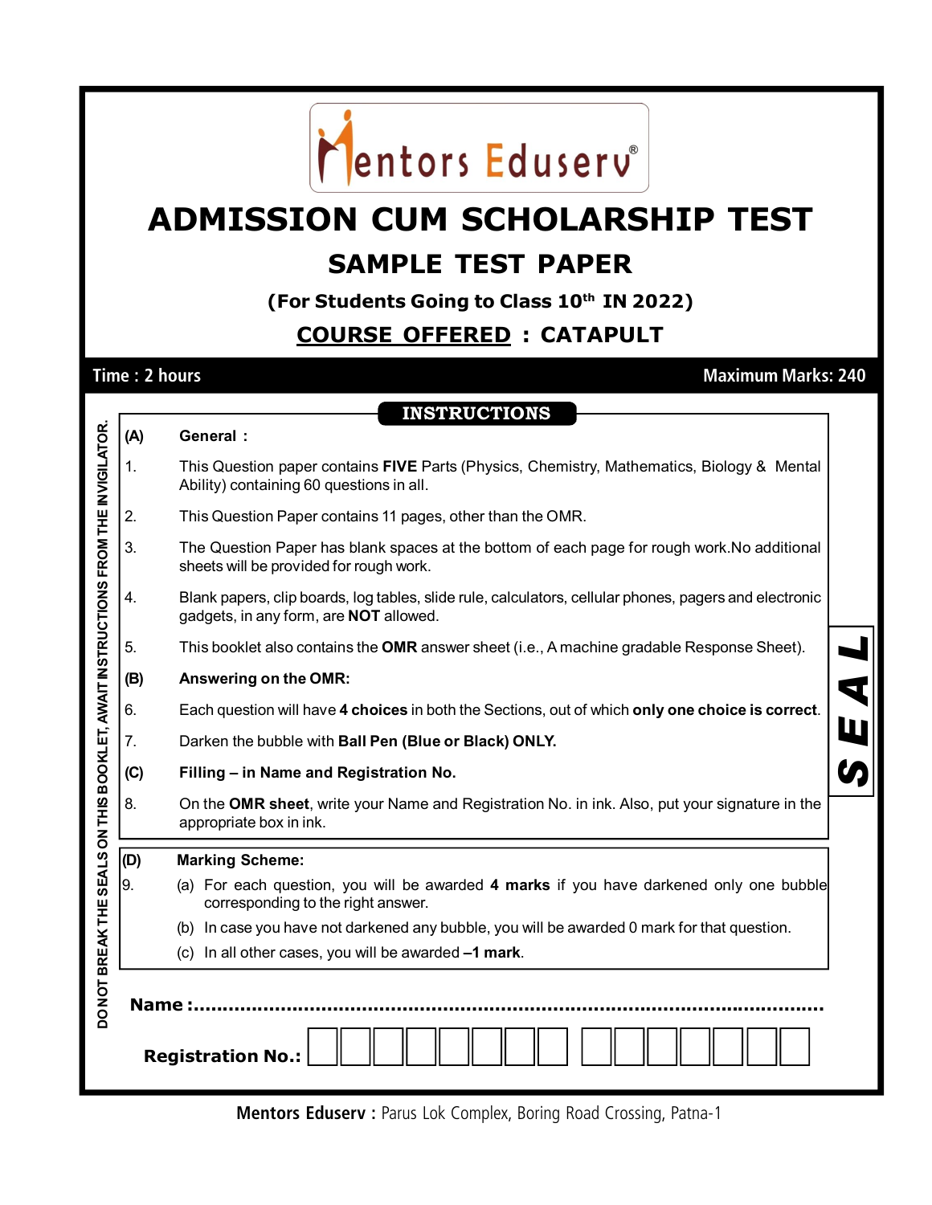# Mentors Eduserv®

# ADMISSION CUM SCHOLARSHIP TEST

## SAMPLE TEST PAPER

**(For Students Going to Class 10th IN 2022)**

**COURSE OFFERED : CATAPULT**

**Time : 2 hours** | **Maximum Marks: 240**

### INSTRUCTIONS

**(A) General :**

1. This Question paper contains **FIVE** Parts (Physics, Chemistry, Mathematics, Biology & Mental Ability) containing 60 questions in all.
2. This Question Paper contains 11 pages, other than the OMR.
3. The Question Paper has blank spaces at the bottom of each page for rough work.No additional sheets will be provided for rough work.
4. Blank papers, clip boards, log tables, slide rule, calculators, cellular phones, pagers and electronic gadgets, in any form, are **NOT** allowed.
5. This booklet also contains the **OMR** answer sheet (i.e., A machine gradable Response Sheet).

**(B) Answering on the OMR:**

6. Each question will have **4 choices** in both the Sections, out of which **only one choice is correct**.
7. Darken the bubble with **Ball Pen (Blue or Black) ONLY.**

**(C) Filling – in Name and Registration No.**

8. On the **OMR sheet**, write your Name and Registration No. in ink. Also, put your signature in the appropriate box in ink.

**(D) Marking Scheme:**

9. (a) For each question, you will be awarded **4 marks** if you have darkened only one bubble corresponding to the right answer.
   (b) In case you have not darkened any bubble, you will be awarded 0 mark for that question.
   (c) In all other cases, you will be awarded **–1 mark**.

DO NOT BREAK THE SEALS ON THIS BOOKLET, AWAIT INSTRUCTIONS FROM THE INVIGILATOR.

SEAL

**Name :**.............................................................................................................

**Registration No.:** | | | | | | | | | | | | | | | |

**Mentors Eduserv :** Parus Lok Complex, Boring Road Crossing, Patna-1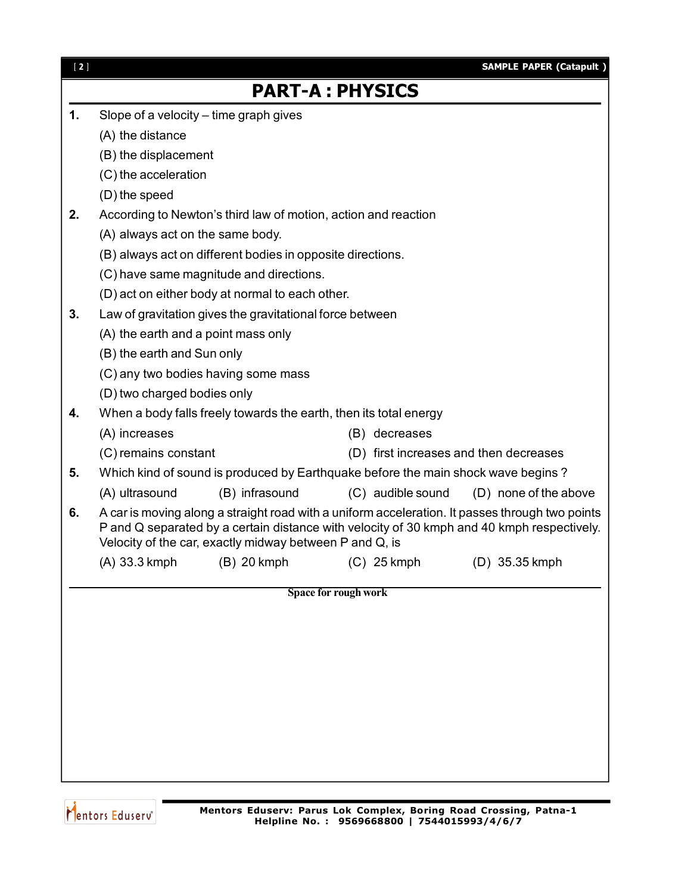# PART-A : PHYSICS

**1.** Slope of a velocity – time graph gives

(A) the distance

(B) the displacement

(C) the acceleration

(D) the speed

**2.** According to Newton's third law of motion, action and reaction

(A) always act on the same body.

(B) always act on different bodies in opposite directions.

(C) have same magnitude and directions.

(D) act on either body at normal to each other.

**3.** Law of gravitation gives the gravitational force between

(A) the earth and a point mass only

(B) the earth and Sun only

(C) any two bodies having some mass

(D) two charged bodies only

**4.** When a body falls freely towards the earth, then its total energy

(A) increases (B) decreases

(C) remains constant (D) first increases and then decreases

**5.** Which kind of sound is produced by Earthquake before the main shock wave begins ?

(A) ultrasound (B) infrasound (C) audible sound (D) none of the above

**6.** A car is moving along a straight road with a uniform acceleration. It passes through two points P and Q separated by a certain distance with velocity of 30 kmph and 40 kmph respectively. Velocity of the car, exactly midway between P and Q, is

(A) 33.3 kmph (B) 20 kmph (C) 25 kmph (D) 35.35 kmph

Space for rough work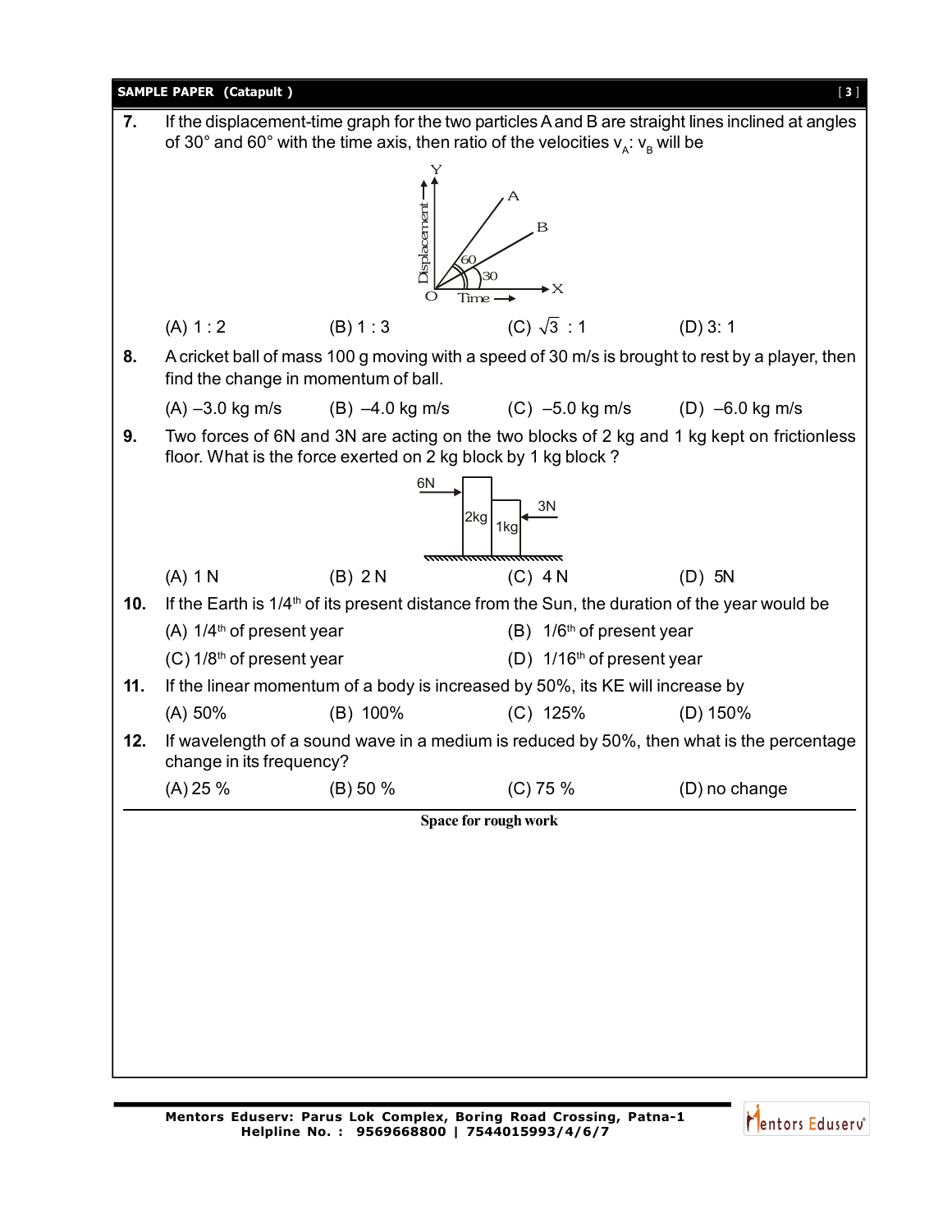7. If the displacement-time graph for the two particles A and B are straight lines inclined at angles of 30° and 60° with the time axis, then ratio of the velocities $v_A : v_B$ will be

(A) 1 : 2 (B) 1 : 3 (C) $\sqrt{3}$ : 1 (D) 3: 1

8. A cricket ball of mass 100 g moving with a speed of 30 m/s is brought to rest by a player, then find the change in momentum of ball.

(A) –3.0 kg m/s (B) –4.0 kg m/s (C) –5.0 kg m/s (D) –6.0 kg m/s

9. Two forces of 6N and 3N are acting on the two blocks of 2 kg and 1 kg kept on frictionless floor. What is the force exerted on 2 kg block by 1 kg block ?

(A) 1 N (B) 2 N (C) 4 N (D) 5N

10. If the Earth is 1/4th of its present distance from the Sun, the duration of the year would be

(A) 1/4th of present year (B) 1/6th of present year
(C) 1/8th of present year (D) 1/16th of present year

11. If the linear momentum of a body is increased by 50%, its KE will increase by

(A) 50% (B) 100% (C) 125% (D) 150%

12. If wavelength of a sound wave in a medium is reduced by 50%, then what is the percentage change in its frequency?

(A) 25 % (B) 50 % (C) 75 % (D) no change

**Space for rough work**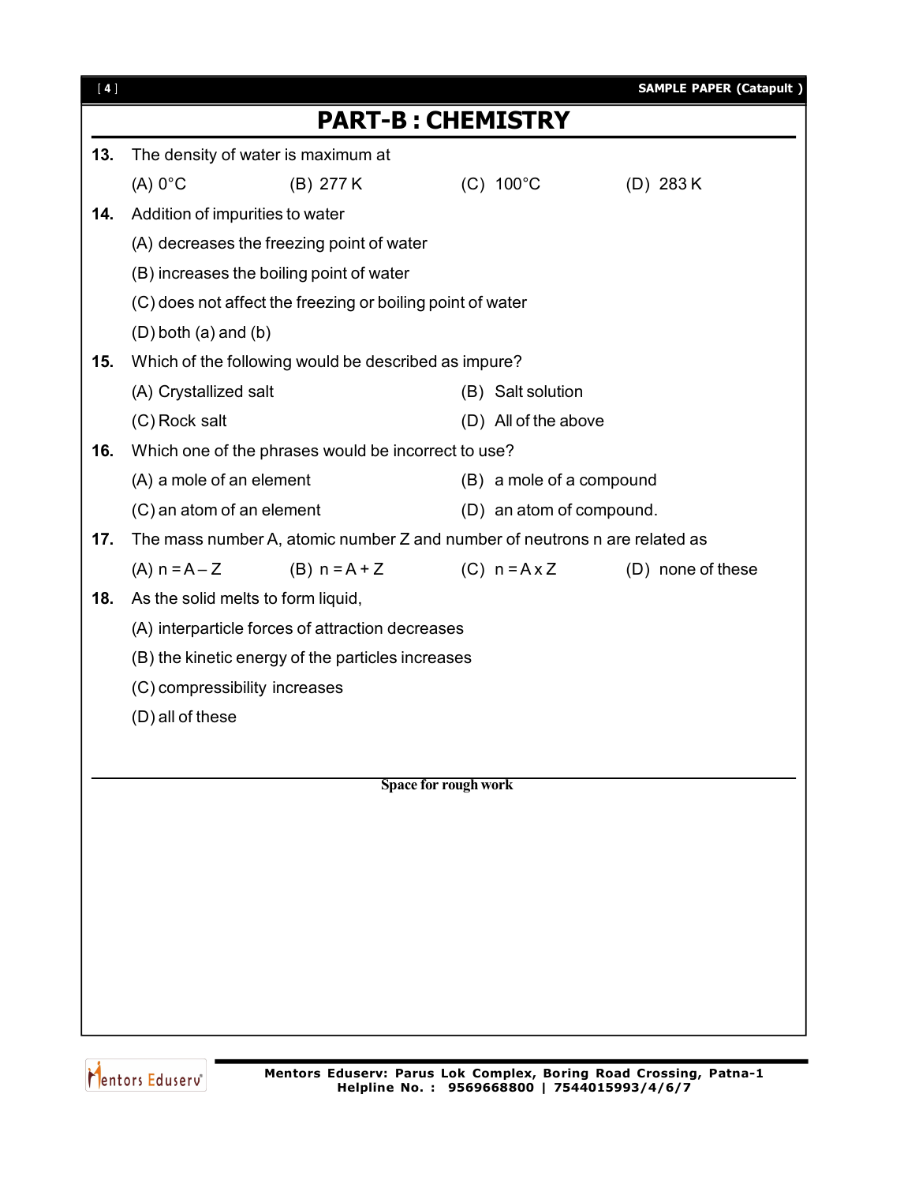# PART-B : CHEMISTRY

**13.** The density of water is maximum at

(A) 0°C (B) 277 K (C) 100°C (D) 283 K

**14.** Addition of impurities to water

(A) decreases the freezing point of water

(B) increases the boiling point of water

(C) does not affect the freezing or boiling point of water

(D) both (a) and (b)

**15.** Which of the following would be described as impure?

(A) Crystallized salt (B) Salt solution

(C) Rock salt (D) All of the above

**16.** Which one of the phrases would be incorrect to use?

(A) a mole of an element (B) a mole of a compound

(C) an atom of an element (D) an atom of compound.

**17.** The mass number A, atomic number Z and number of neutrons n are related as

(A) $n = A - Z$ (B) $n = A + Z$ (C) $n = A \times Z$ (D) none of these

**18.** As the solid melts to form liquid,

(A) interparticle forces of attraction decreases

(B) the kinetic energy of the particles increases

(C) compressibility increases

(D) all of these

**Space for rough work**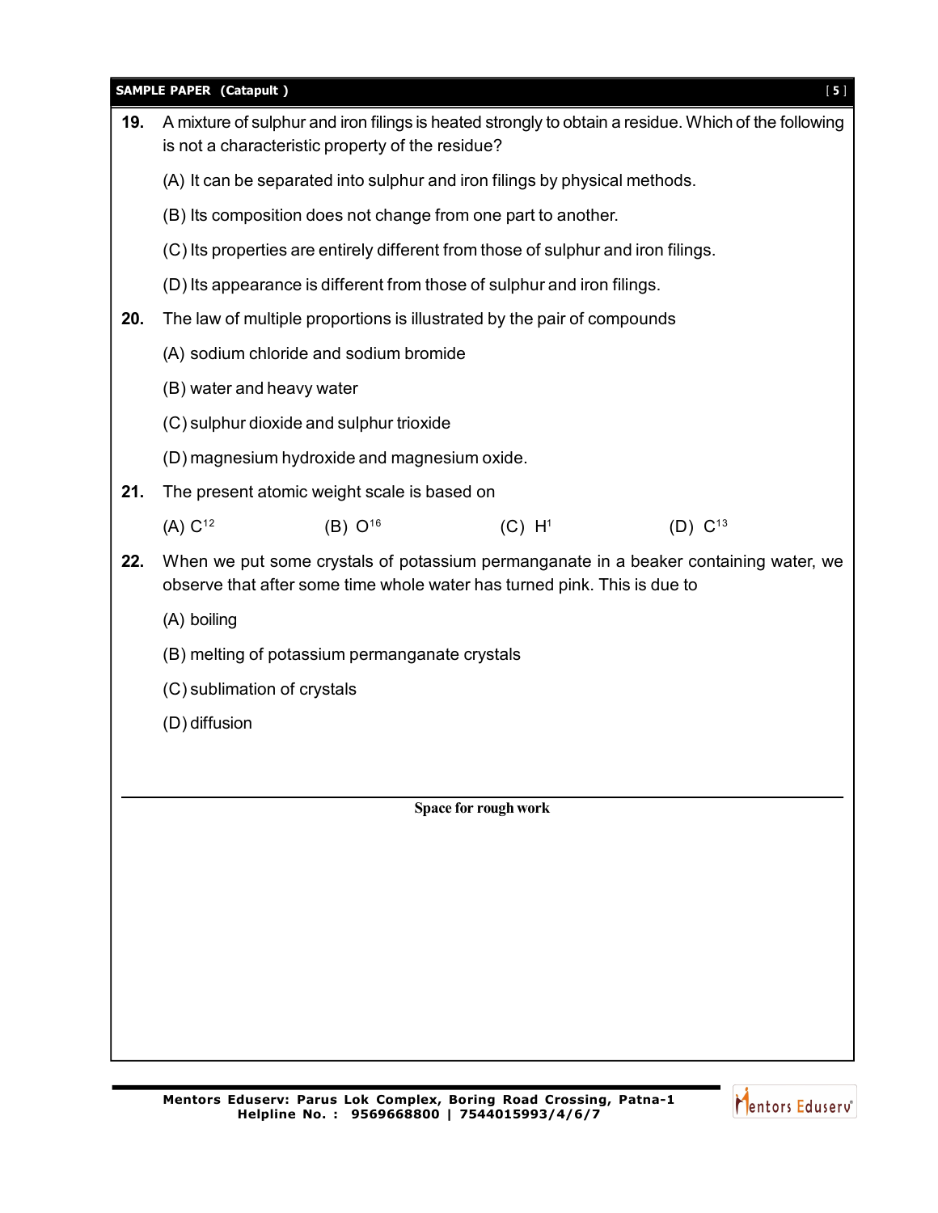**19.** A mixture of sulphur and iron filings is heated strongly to obtain a residue. Which of the following is not a characteristic property of the residue?

(A) It can be separated into sulphur and iron filings by physical methods.

(B) Its composition does not change from one part to another.

(C) Its properties are entirely different from those of sulphur and iron filings.

(D) Its appearance is different from those of sulphur and iron filings.

**20.** The law of multiple proportions is illustrated by the pair of compounds

(A) sodium chloride and sodium bromide

(B) water and heavy water

(C) sulphur dioxide and sulphur trioxide

(D) magnesium hydroxide and magnesium oxide.

**21.** The present atomic weight scale is based on

(A) $C^{12}$ (B) $O^{16}$ (C) $H^{1}$ (D) $C^{13}$

**22.** When we put some crystals of potassium permanganate in a beaker containing water, we observe that after some time whole water has turned pink. This is due to

(A) boiling

(B) melting of potassium permanganate crystals

(C) sublimation of crystals

(D) diffusion

**Space for rough work**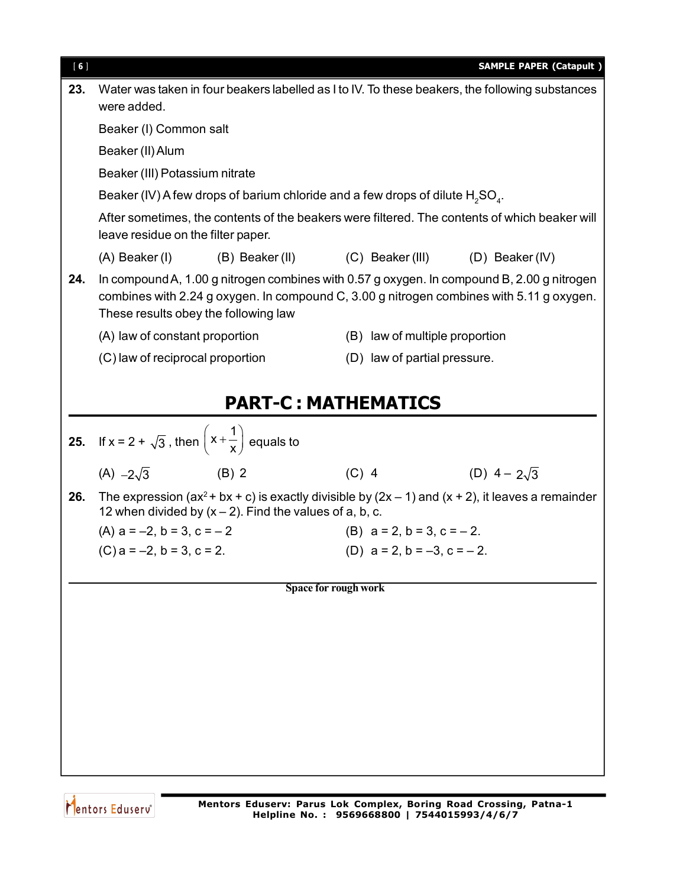**23.** Water was taken in four beakers labelled as I to IV. To these beakers, the following substances were added.

Beaker (I) Common salt

Beaker (II) Alum

Beaker (III) Potassium nitrate

Beaker (IV) A few drops of barium chloride and a few drops of dilute $H_2SO_4$.

After sometimes, the contents of the beakers were filtered. The contents of which beaker will leave residue on the filter paper.

(A) Beaker (I) (B) Beaker (II) (C) Beaker (III) (D) Beaker (IV)

**24.** In compound A, 1.00 g nitrogen combines with 0.57 g oxygen. In compound B, 2.00 g nitrogen combines with 2.24 g oxygen. In compound C, 3.00 g nitrogen combines with 5.11 g oxygen. These results obey the following law

(A) law of constant proportion (B) law of multiple proportion

(C) law of reciprocal proportion (D) law of partial pressure.

## PART-C : MATHEMATICS

**25.** If $x = 2 + \sqrt{3}$, then $\left(x + \frac{1}{x}\right)$ equals to

(A) $-2\sqrt{3}$ (B) 2 (C) 4 (D) $4 - 2\sqrt{3}$

**26.** The expression $(ax^2 + bx + c)$ is exactly divisible by $(2x - 1)$ and $(x + 2)$, it leaves a remainder 12 when divided by $(x - 2)$. Find the values of a, b, c.

(A) a = –2, b = 3, c = – 2 (B) a = 2, b = 3, c = – 2.

(C) a = –2, b = 3, c = 2. (D) a = 2, b = –3, c = – 2.

Space for rough work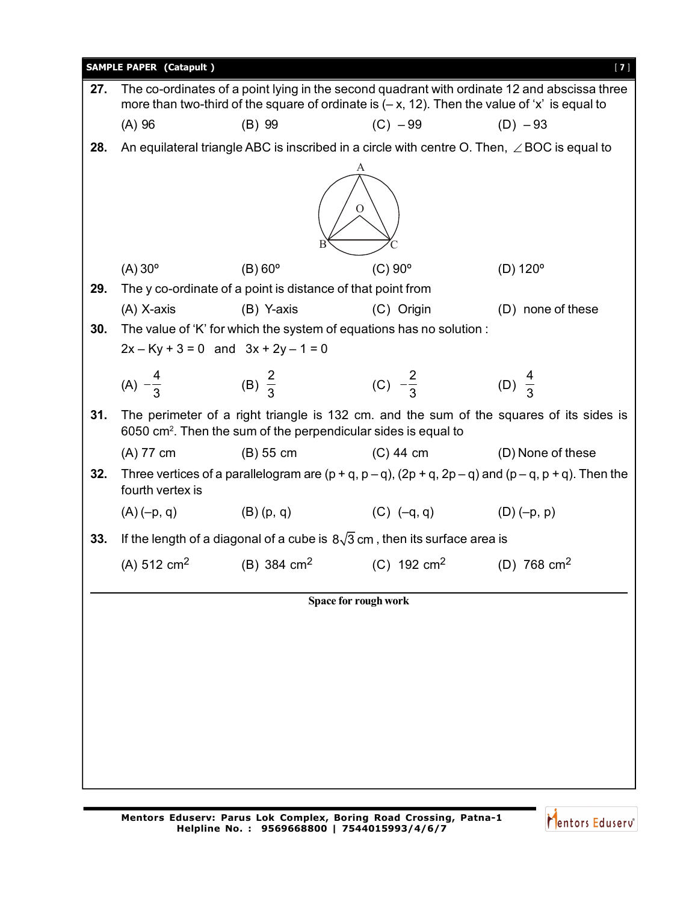**27.** The co-ordinates of a point lying in the second quadrant with ordinate 12 and abscissa three more than two-third of the square of ordinate is (– x, 12). Then the value of 'x' is equal to

(A) 96 (B) 99 (C) – 99 (D) – 93

**28.** An equilateral triangle ABC is inscribed in a circle with centre O. Then, $\angle BOC$ is equal to

(A) 30° (B) 60° (C) 90° (D) 120°

**29.** The y co-ordinate of a point is distance of that point from

(A) X-axis (B) Y-axis (C) Origin (D) none of these

**30.** The value of 'K' for which the system of equations has no solution :

$2x - Ky + 3 = 0$ and $3x + 2y - 1 = 0$

(A) $-\frac{4}{3}$ (B) $\frac{2}{3}$ (C) $-\frac{2}{3}$ (D) $\frac{4}{3}$

**31.** The perimeter of a right triangle is 132 cm. and the sum of the squares of its sides is 6050 $cm^2$. Then the sum of the perpendicular sides is equal to

(A) 77 cm (B) 55 cm (C) 44 cm (D) None of these

**32.** Three vertices of a parallelogram are (p + q, p – q), (2p + q, 2p – q) and (p – q, p + q). Then the fourth vertex is

(A) (–p, q) (B) (p, q) (C) (–q, q) (D) (–p, p)

**33.** If the length of a diagonal of a cube is $8\sqrt{3}$ cm, then its surface area is

(A) 512 $cm^2$ (B) 384 $cm^2$ (C) 192 $cm^2$ (D) 768 $cm^2$

**Space for rough work**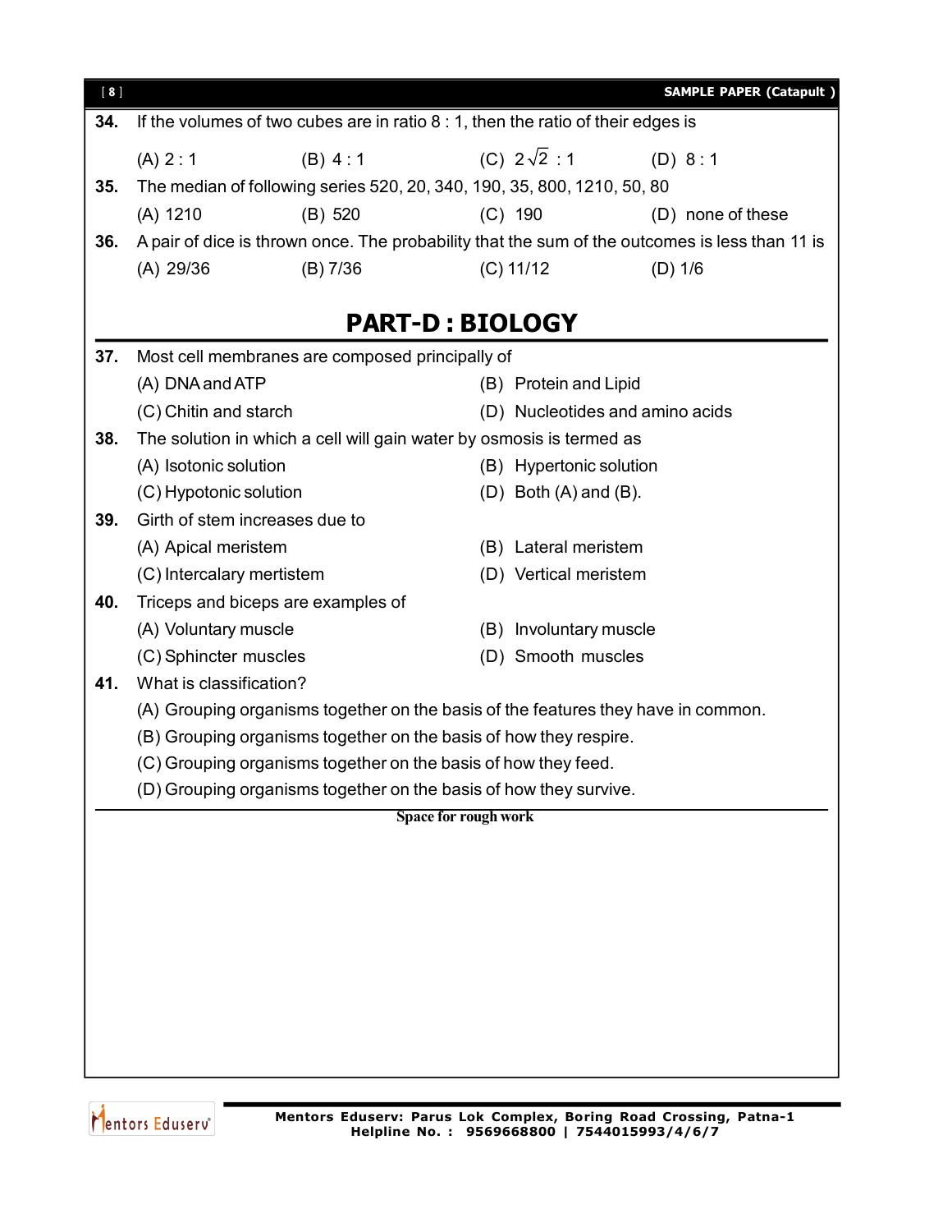**34.** If the volumes of two cubes are in ratio 8 : 1, then the ratio of their edges is

(A) 2 : 1 (B) 4 : 1 (C) $2\sqrt{2}$ : 1 (D) 8 : 1

**35.** The median of following series 520, 20, 340, 190, 35, 800, 1210, 50, 80

(A) 1210 (B) 520 (C) 190 (D) none of these

**36.** A pair of dice is thrown once. The probability that the sum of the outcomes is less than 11 is

(A) 29/36 (B) 7/36 (C) 11/12 (D) 1/6

## PART-D : BIOLOGY

**37.** Most cell membranes are composed principally of

(A) DNA and ATP
(B) Protein and Lipid
(C) Chitin and starch
(D) Nucleotides and amino acids

**38.** The solution in which a cell will gain water by osmosis is termed as

(A) Isotonic solution
(B) Hypertonic solution
(C) Hypotonic solution
(D) Both (A) and (B).

**39.** Girth of stem increases due to

(A) Apical meristem
(B) Lateral meristem
(C) Intercalary mertistem
(D) Vertical meristem

**40.** Triceps and biceps are examples of

(A) Voluntary muscle
(B) Involuntary muscle
(C) Sphincter muscles
(D) Smooth muscles

**41.** What is classification?

(A) Grouping organisms together on the basis of the features they have in common.
(B) Grouping organisms together on the basis of how they respire.
(C) Grouping organisms together on the basis of how they feed.
(D) Grouping organisms together on the basis of how they survive.

**Space for rough work**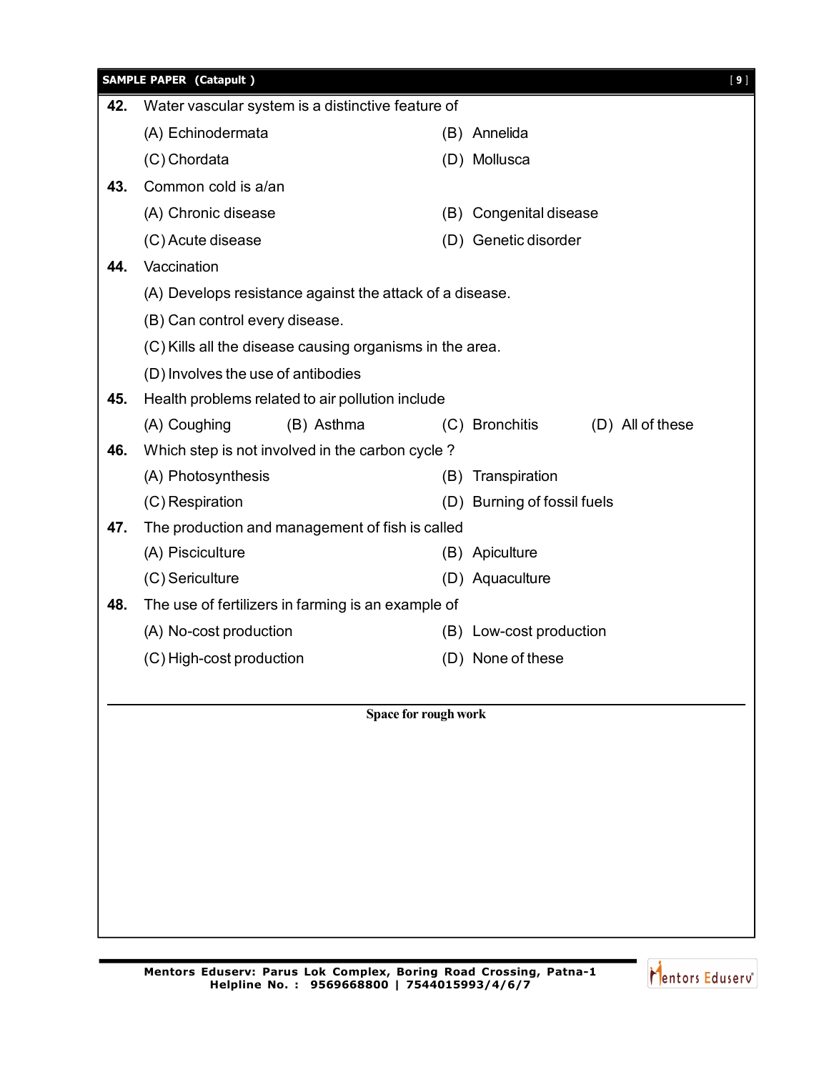**42.** Water vascular system is a distinctive feature of

(A) Echinodermata
(B) Annelida
(C) Chordata
(D) Mollusca

**43.** Common cold is a/an

(A) Chronic disease
(B) Congenital disease
(C) Acute disease
(D) Genetic disorder

**44.** Vaccination

(A) Develops resistance against the attack of a disease.

(B) Can control every disease.

(C) Kills all the disease causing organisms in the area.

(D) Involves the use of antibodies

**45.** Health problems related to air pollution include

(A) Coughing
(B) Asthma
(C) Bronchitis
(D) All of these

**46.** Which step is not involved in the carbon cycle ?

(A) Photosynthesis
(B) Transpiration
(C) Respiration
(D) Burning of fossil fuels

**47.** The production and management of fish is called

(A) Pisciculture
(B) Apiculture
(C) Sericulture
(D) Aquaculture

**48.** The use of fertilizers in farming is an example of

(A) No-cost production
(B) Low-cost production
(C) High-cost production
(D) None of these

**Space for rough work**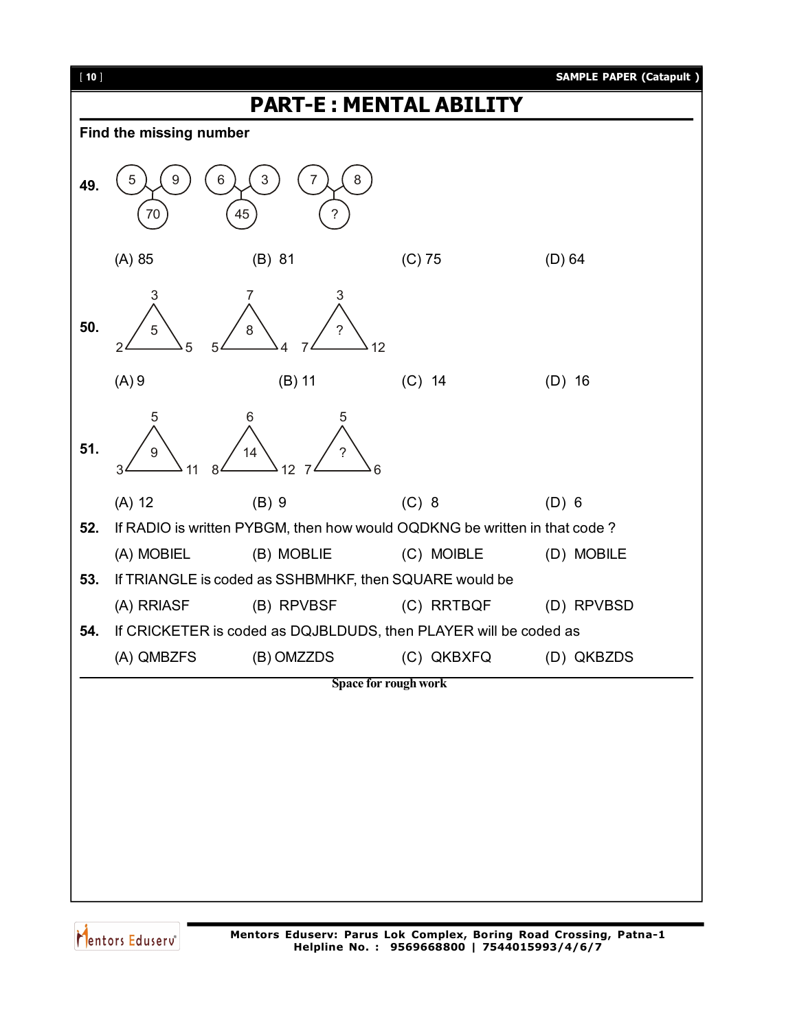# PART-E : MENTAL ABILITY

**Find the missing number**

**49.** (5, 9 → 70)  (6, 3 → 45)  (7, 8 → ?)

(A) 85 (B) 81 (C) 75 (D) 64

**50.** Triangle 1: top 3, left 2, right 5, centre 5; Triangle 2: top 7, left 5, right 4, centre 8; Triangle 3: top 3, left 7, right 12, centre ?

(A) 9 (B) 11 (C) 14 (D) 16

**51.** Triangle 1: top 5, left 3, right 11, centre 9; Triangle 2: top 6, left 8, right 12, centre 14; Triangle 3: top 5, left 7, right 6, centre ?

(A) 12 (B) 9 (C) 8 (D) 6

**52.** If RADIO is written PYBGM, then how would OQDKNG be written in that code ?

(A) MOBIEL (B) MOBLIE (C) MOIBLE (D) MOBILE

**53.** If TRIANGLE is coded as SSHBMHKF, then SQUARE would be

(A) RRIASF (B) RPVBSF (C) RRTBQF (D) RPVBSD

**54.** If CRICKETER is coded as DQJBLDUDS, then PLAYER will be coded as

(A) QMBZFS (B) OMZZDS (C) QKBXFQ (D) QKBZDS

Space for rough work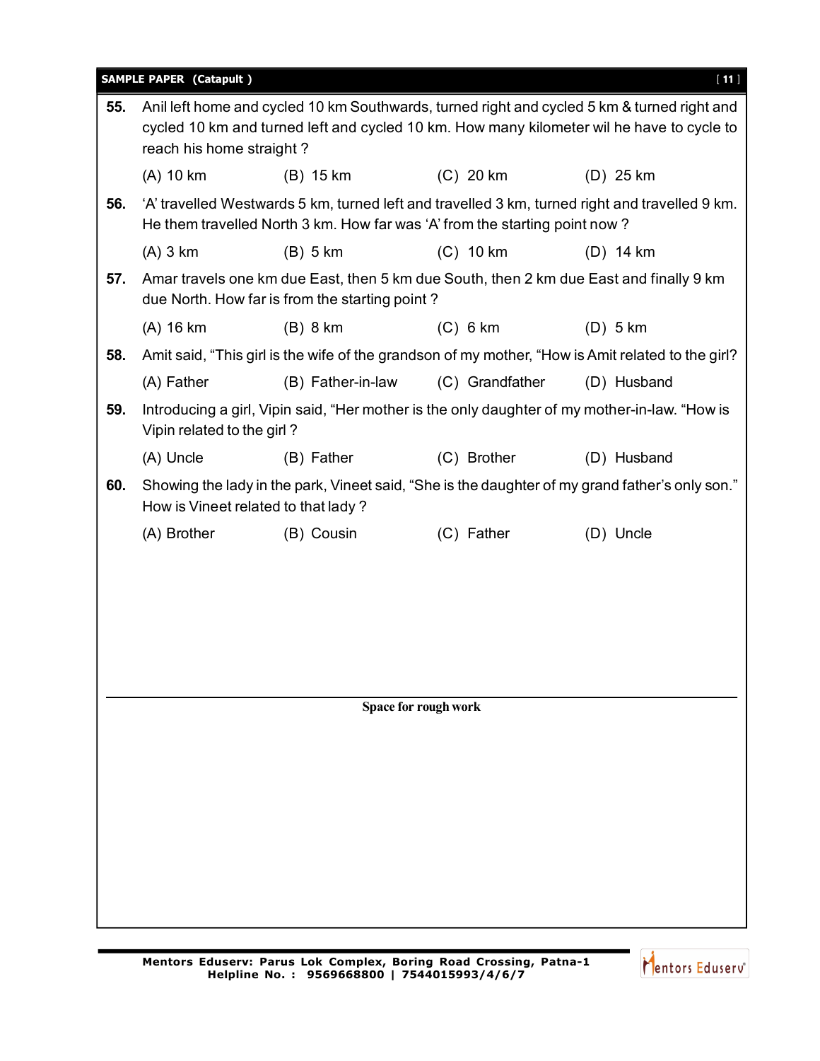**55.** Anil left home and cycled 10 km Southwards, turned right and cycled 5 km & turned right and cycled 10 km and turned left and cycled 10 km. How many kilometer wil he have to cycle to reach his home straight ?

(A) 10 km (B) 15 km (C) 20 km (D) 25 km

**56.** 'A' travelled Westwards 5 km, turned left and travelled 3 km, turned right and travelled 9 km. He them travelled North 3 km. How far was 'A' from the starting point now ?

(A) 3 km (B) 5 km (C) 10 km (D) 14 km

**57.** Amar travels one km due East, then 5 km due South, then 2 km due East and finally 9 km due North. How far is from the starting point ?

(A) 16 km (B) 8 km (C) 6 km (D) 5 km

**58.** Amit said, "This girl is the wife of the grandson of my mother, "How is Amit related to the girl?

(A) Father (B) Father-in-law (C) Grandfather (D) Husband

**59.** Introducing a girl, Vipin said, "Her mother is the only daughter of my mother-in-law. "How is Vipin related to the girl ?

(A) Uncle (B) Father (C) Brother (D) Husband

**60.** Showing the lady in the park, Vineet said, "She is the daughter of my grand father's only son." How is Vineet related to that lady ?

(A) Brother (B) Cousin (C) Father (D) Uncle

**Space for rough work**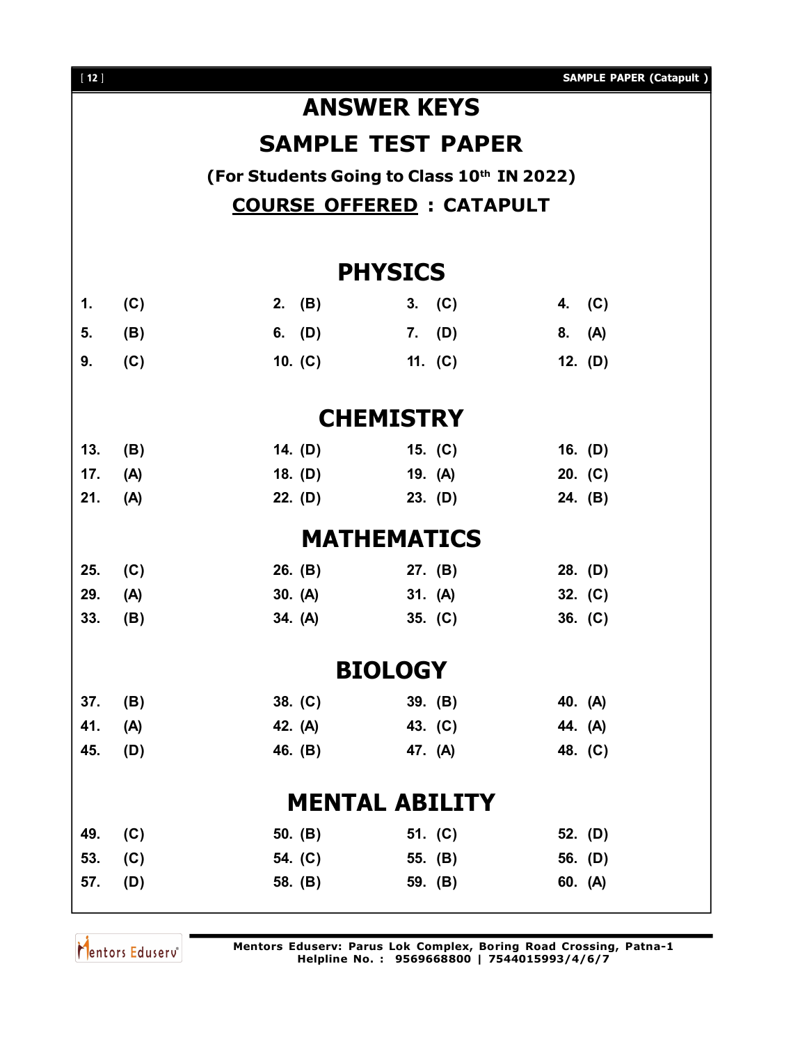# ANSWER KEYS

# SAMPLE TEST PAPER

### (For Students Going to Class 10th IN 2022)

### COURSE OFFERED : CATAPULT

## PHYSICS

| | | | |
|---|---|---|---|
| 1. (C) | 2. (B) | 3. (C) | 4. (C) |
| 5. (B) | 6. (D) | 7. (D) | 8. (A) |
| 9. (C) | 10. (C) | 11. (C) | 12. (D) |

## CHEMISTRY

| | | | |
|---|---|---|---|
| 13. (B) | 14. (D) | 15. (C) | 16. (D) |
| 17. (A) | 18. (D) | 19. (A) | 20. (C) |
| 21. (A) | 22. (D) | 23. (D) | 24. (B) |

## MATHEMATICS

| | | | |
|---|---|---|---|
| 25. (C) | 26. (B) | 27. (B) | 28. (D) |
| 29. (A) | 30. (A) | 31. (A) | 32. (C) |
| 33. (B) | 34. (A) | 35. (C) | 36. (C) |

## BIOLOGY

| | | | |
|---|---|---|---|
| 37. (B) | 38. (C) | 39. (B) | 40. (A) |
| 41. (A) | 42. (A) | 43. (C) | 44. (A) |
| 45. (D) | 46. (B) | 47. (A) | 48. (C) |

## MENTAL ABILITY

| | | | |
|---|---|---|---|
| 49. (C) | 50. (B) | 51. (C) | 52. (D) |
| 53. (C) | 54. (C) | 55. (B) | 56. (D) |
| 57. (D) | 58. (B) | 59. (B) | 60. (A) |